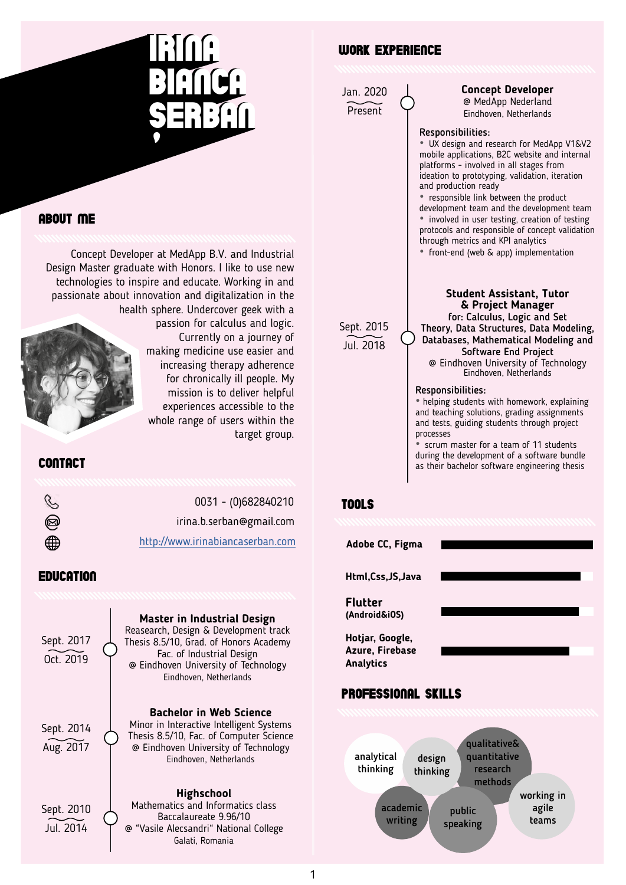# IRINA BIANCA SERBAN

## ABOUT ME

Concept Developer at MedApp B.V. and Industrial Design Master graduate with Honors. I like to use new technologies to inspire and educate. Working in and passionate about innovation and digitalization in the health sphere. Undercover geek with a passion for calculus and logic. Currently on a journey of making medicine use easier and increasing therapy adherence for chronically ill people. My mission is to deliver helpful experiences accessible to the whole range of users within the target group.

## CONTACT

0031 - (0)682840210

irina.b.serban@gmail.com

http://www.irinabiancaserban.com

## EDUCATION

**Sept. 2017 – Oct. 2019**

**Master in Industrial Design**
Reasearch, Design & Development track
Thesis 8.5/10, Grad. of Honors Academy
Fac. of Industrial Design
@ Eindhoven University of Technology
Eindhoven, Netherlands

**Sept. 2014 – Aug. 2017**

**Bachelor in Web Science**
Minor in Interactive Intelligent Systems
Thesis 8.5/10, Fac. of Computer Science
@ Eindhoven University of Technology
Eindhoven, Netherlands

**Sept. 2010 – Jul. 2014**

**Highschool**
Mathematics and Informatics class
Baccalaureate 9.96/10
@ “Vasile Alecsandri“ National College
Galati, Romania

## WORK EXPERIENCE

**Jan. 2020 – Present**

**Concept Developer**
@ MedApp Nederland
Eindhoven, Netherlands

Responsibilities:
- UX design and research for MedApp V1&V2 mobile applications, B2C website and internal platforms - involved in all stages from ideation to prototyping, validation, iteration and production ready
- responsible link between the product development team and the development team
- involved in user testing, creation of testing protocols and responsible of concept validation through metrics and KPI analytics
- front-end (web & app) implementation

**Sept. 2015 – Jul. 2018**

**Student Assistant, Tutor & Project Manager**
**for: Calculus, Logic and Set Theory, Data Structures, Data Modeling, Databases, Mathematical Modeling and Software End Project**
@ Eindhoven University of Technology
Eindhoven, Netherlands

Responsibilities:
- helping students with homework, explaining and teaching solutions, grading assignments and tests, guiding students through project processes
- scrum master for a team of 11 students during the development of a software bundle as their bachelor software engineering thesis

## TOOLS

- **Adobe CC, Figma**
- **Html,Css,JS,Java**
- **Flutter (Android&iOS)**
- **Hotjar, Google, Azure, Firebase Analytics**

## PROFESSIONAL SKILLS

- analytical thinking
- design thinking
- qualitative& quantitative research methods
- academic writing
- public speaking
- working in agile teams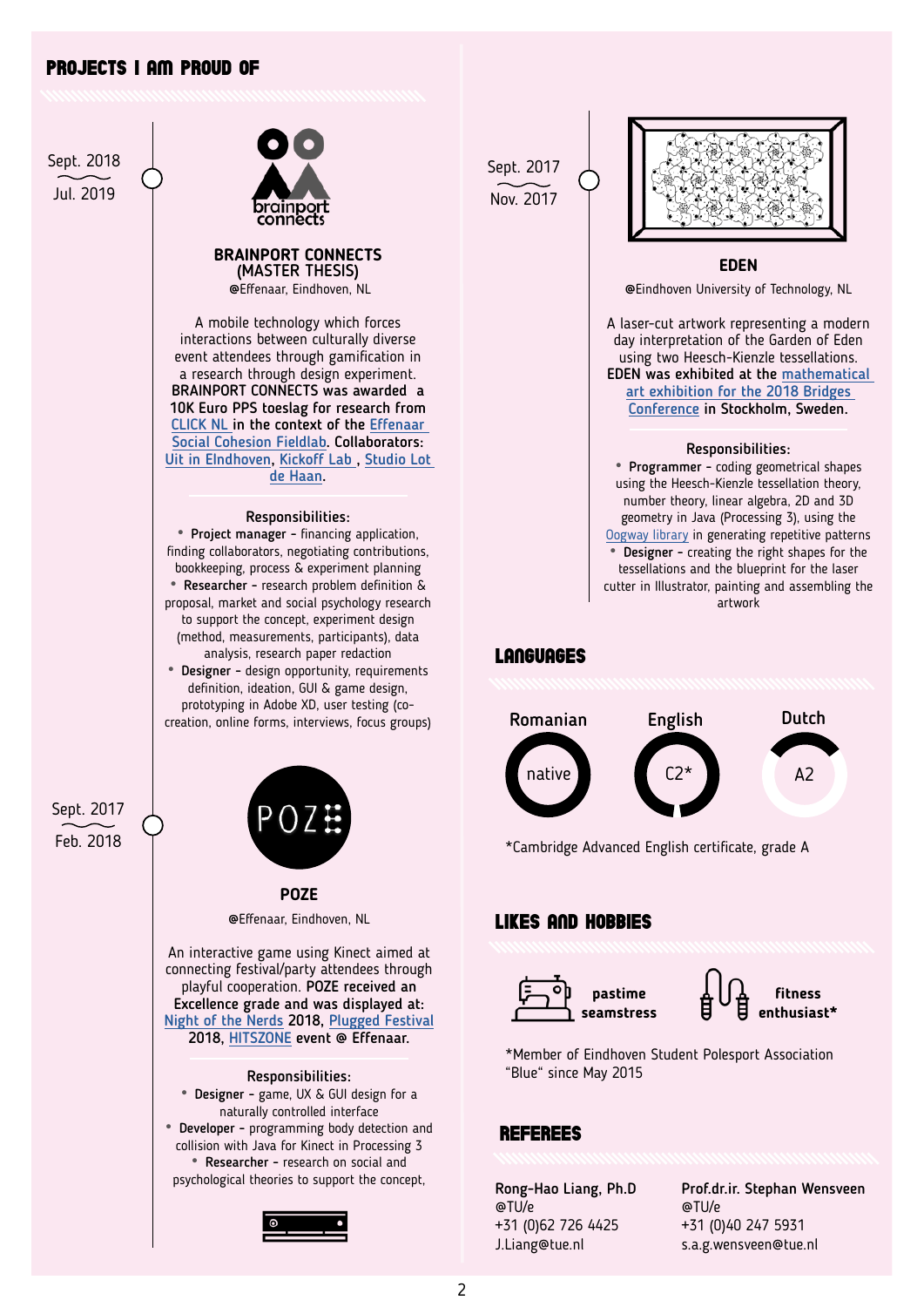## PROJECTS I AM PROUD OF

Sept. 2018 ~ Jul. 2019

brainport connects

**BRAINPORT CONNECTS**
(MASTER THESIS)
@Effenaar, Eindhoven, NL

A mobile technology which forces interactions between culturally diverse event attendees through gamification in a research through design experiment. **BRAINPORT CONNECTS was awarded a 10K Euro PPS toeslag for research from CLICK NL in the context of the Effenaar Social Cohesion Fieldlab. Collaborators: Uit in EIndhoven, Kickoff Lab , Studio Lot de Haan.**

Responsibilities:

- **Project manager** – financing application, finding collaborators, negotiating contributions, bookkeeping, process & experiment planning
- **Researcher** – research problem definition & proposal, market and social psychology research to support the concept, experiment design (method, measurements, participants), data analysis, research paper redaction
- **Designer** – design opportunity, requirements definition, ideation, GUI & game design, prototyping in Adobe XD, user testing (co-creation, online forms, interviews, focus groups)

Sept. 2017 ~ Feb. 2018

POZE

**POZE**
@Effenaar, Eindhoven, NL

An interactive game using Kinect aimed at connecting festival/party attendees through playful cooperation. **POZE received an Excellence grade and was displayed at: Night of the Nerds 2018, Plugged Festival 2018, HITSZONE event @ Effenaar.**

Responsibilities:

- **Designer** – game, UX & GUI design for a naturally controlled interface
- **Developer** – programming body detection and collision with Java for Kinect in Processing 3
- **Researcher** – research on social and psychological theories to support the concept,

Sept. 2017 ~ Nov. 2017

**EDEN**
@Eindhoven University of Technology, NL

A laser-cut artwork representing a modern day interpretation of the Garden of Eden using two Heesch-Kienzle tessellations. **EDEN was exhibited at the mathematical art exhibition for the 2018 Bridges Conference in Stockholm, Sweden.**

Responsibilities:

- **Programmer** – coding geometrical shapes using the Heesch-Kienzle tessellation theory, number theory, linear algebra, 2D and 3D geometry in Java (Processing 3), using the Oogway library in generating repetitive patterns
- **Designer** – creating the right shapes for the tessellations and the blueprint for the laser cutter in Illustrator, painting and assembling the artwork

## LANGUAGES

Romanian – native
English – C2*
Dutch – A2

*Cambridge Advanced English certificate, grade A

## LIKES AND HOBBIES

**pastime seamstress**
**fitness enthusiast***

*Member of Eindhoven Student Polesport Association "Blue" since May 2015

## REFEREES

**Rong-Hao Liang, Ph.D**
@TU/e
+31 (0)62 726 4425
J.Liang@tue.nl

**Prof.dr.ir. Stephan Wensveen**
@TU/e
+31 (0)40 247 5931
s.a.g.wensveen@tue.nl